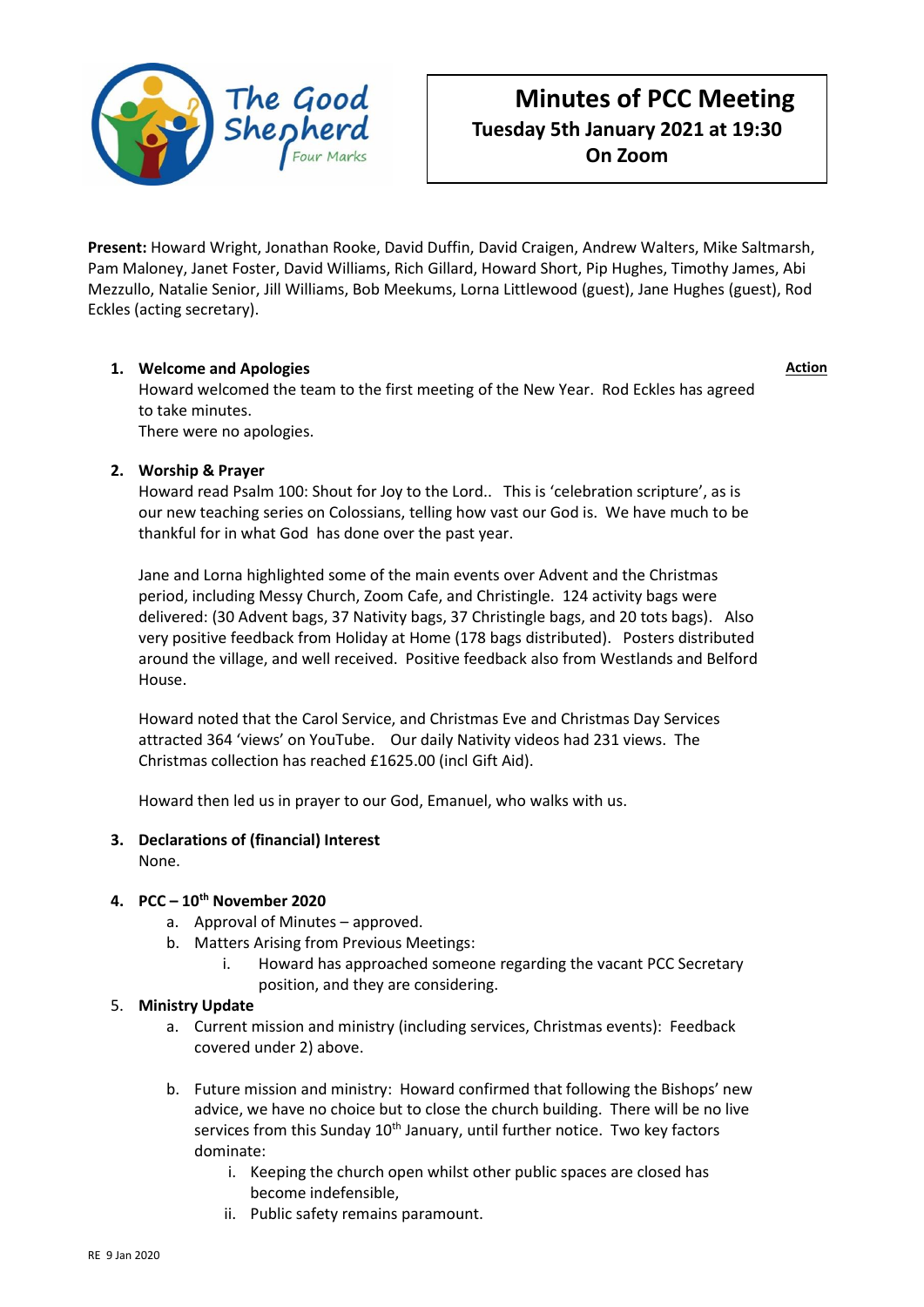# Minutes of PCC Meeting

**Tuesday 5th January 2021 at 19:30**

**On Zoom**

**Present:** Howard Wright, Jonathan Rooke, David Duffin, David Craigen, Andrew Walters, Mike Saltmarsh, Pam Maloney, Janet Foster, David Williams, Rich Gillard, Howard Short, Pip Hughes, Timothy James, Abi Mezzullo, Natalie Senior, Jill Williams, Bob Meekums, Lorna Littlewood (guest), Jane Hughes (guest), Rod Eckles (acting secretary).

**Action**

1. **Welcome and Apologies**
   Howard welcomed the team to the first meeting of the New Year. Rod Eckles has agreed to take minutes.
   There were no apologies.

2. **Worship & Prayer**
   Howard read Psalm 100: Shout for Joy to the Lord.. This is 'celebration scripture', as is our new teaching series on Colossians, telling how vast our God is. We have much to be thankful for in what God has done over the past year.

   Jane and Lorna highlighted some of the main events over Advent and the Christmas period, including Messy Church, Zoom Cafe, and Christingle. 124 activity bags were delivered: (30 Advent bags, 37 Nativity bags, 37 Christingle bags, and 20 tots bags). Also very positive feedback from Holiday at Home (178 bags distributed). Posters distributed around the village, and well received. Positive feedback also from Westlands and Belford House.

   Howard noted that the Carol Service, and Christmas Eve and Christmas Day Services attracted 364 'views' on YouTube. Our daily Nativity videos had 231 views. The Christmas collection has reached £1625.00 (incl Gift Aid).

   Howard then led us in prayer to our God, Emanuel, who walks with us.

3. **Declarations of (financial) Interest**
   None.

4. **PCC – 10th November 2020**
   a. Approval of Minutes – approved.
   b. Matters Arising from Previous Meetings:
      i. Howard has approached someone regarding the vacant PCC Secretary position, and they are considering.

5. **Ministry Update**
   a. Current mission and ministry (including services, Christmas events): Feedback covered under 2) above.

   b. Future mission and ministry: Howard confirmed that following the Bishops' new advice, we have no choice but to close the church building. There will be no live services from this Sunday 10th January, until further notice. Two key factors dominate:
      i. Keeping the church open whilst other public spaces are closed has become indefensible,
      ii. Public safety remains paramount.

RE 9 Jan 2020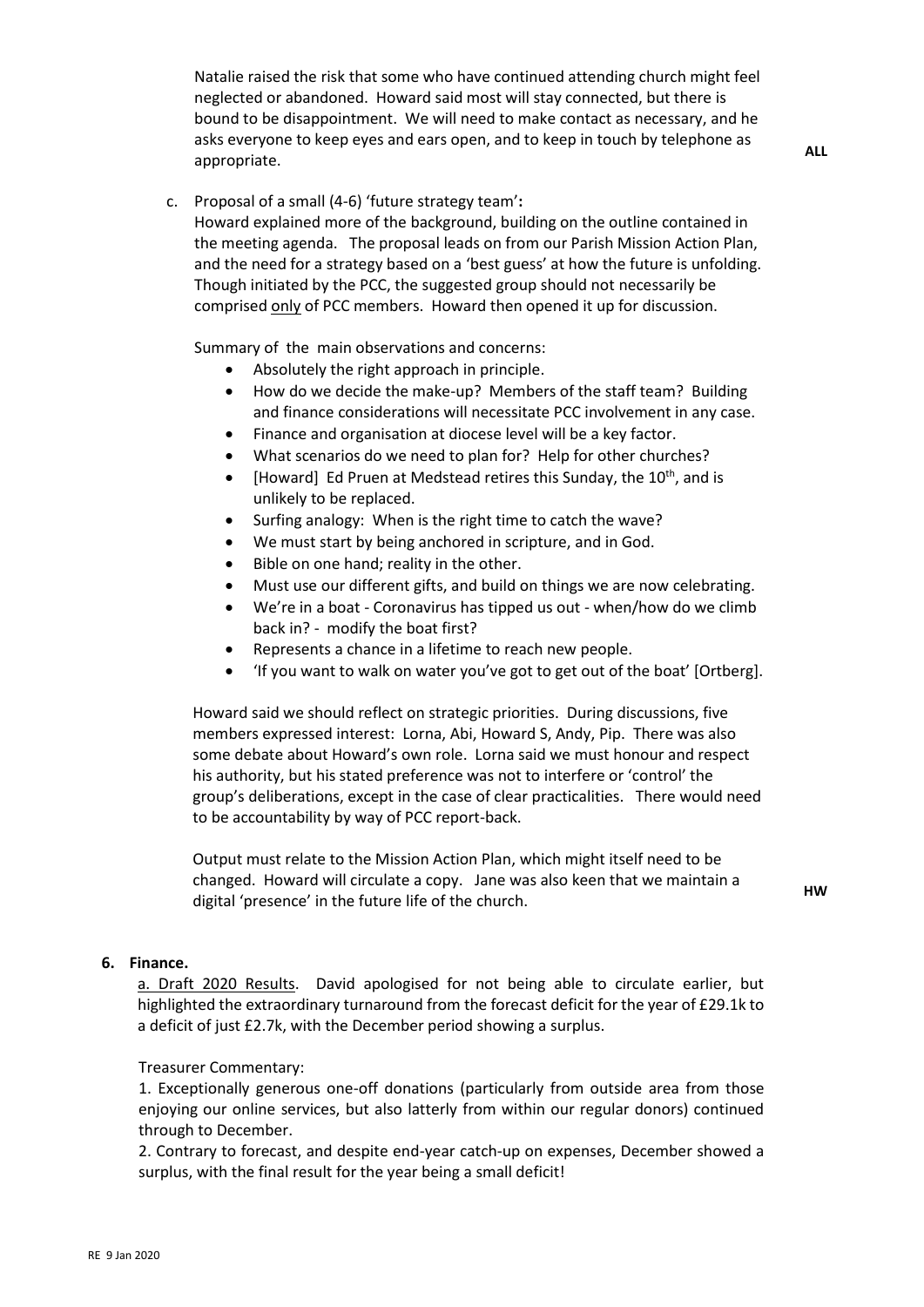Natalie raised the risk that some who have continued attending church might feel neglected or abandoned. Howard said most will stay connected, but there is bound to be disappointment. We will need to make contact as necessary, and he asks everyone to keep eyes and ears open, and to keep in touch by telephone as appropriate. **ALL**

c. Proposal of a small (4-6) 'future strategy team'**:**
Howard explained more of the background, building on the outline contained in the meeting agenda. The proposal leads on from our Parish Mission Action Plan, and the need for a strategy based on a 'best guess' at how the future is unfolding. Though initiated by the PCC, the suggested group should not necessarily be comprised only of PCC members. Howard then opened it up for discussion.

Summary of the main observations and concerns:

- Absolutely the right approach in principle.
- How do we decide the make-up? Members of the staff team? Building and finance considerations will necessitate PCC involvement in any case.
- Finance and organisation at diocese level will be a key factor.
- What scenarios do we need to plan for? Help for other churches?
- [Howard] Ed Pruen at Medstead retires this Sunday, the 10th, and is unlikely to be replaced.
- Surfing analogy: When is the right time to catch the wave?
- We must start by being anchored in scripture, and in God.
- Bible on one hand; reality in the other.
- Must use our different gifts, and build on things we are now celebrating.
- We're in a boat - Coronavirus has tipped us out - when/how do we climb back in? - modify the boat first?
- Represents a chance in a lifetime to reach new people.
- 'If you want to walk on water you've got to get out of the boat' [Ortberg].

Howard said we should reflect on strategic priorities. During discussions, five members expressed interest: Lorna, Abi, Howard S, Andy, Pip. There was also some debate about Howard's own role. Lorna said we must honour and respect his authority, but his stated preference was not to interfere or 'control' the group's deliberations, except in the case of clear practicalities. There would need to be accountability by way of PCC report-back.

Output must relate to the Mission Action Plan, which might itself need to be changed. Howard will circulate a copy. Jane was also keen that we maintain a digital 'presence' in the future life of the church. **HW**

**6. Finance.**

a. Draft 2020 Results. David apologised for not being able to circulate earlier, but highlighted the extraordinary turnaround from the forecast deficit for the year of £29.1k to a deficit of just £2.7k, with the December period showing a surplus.

Treasurer Commentary:

1. Exceptionally generous one-off donations (particularly from outside area from those enjoying our online services, but also latterly from within our regular donors) continued through to December.

2. Contrary to forecast, and despite end-year catch-up on expenses, December showed a surplus, with the final result for the year being a small deficit!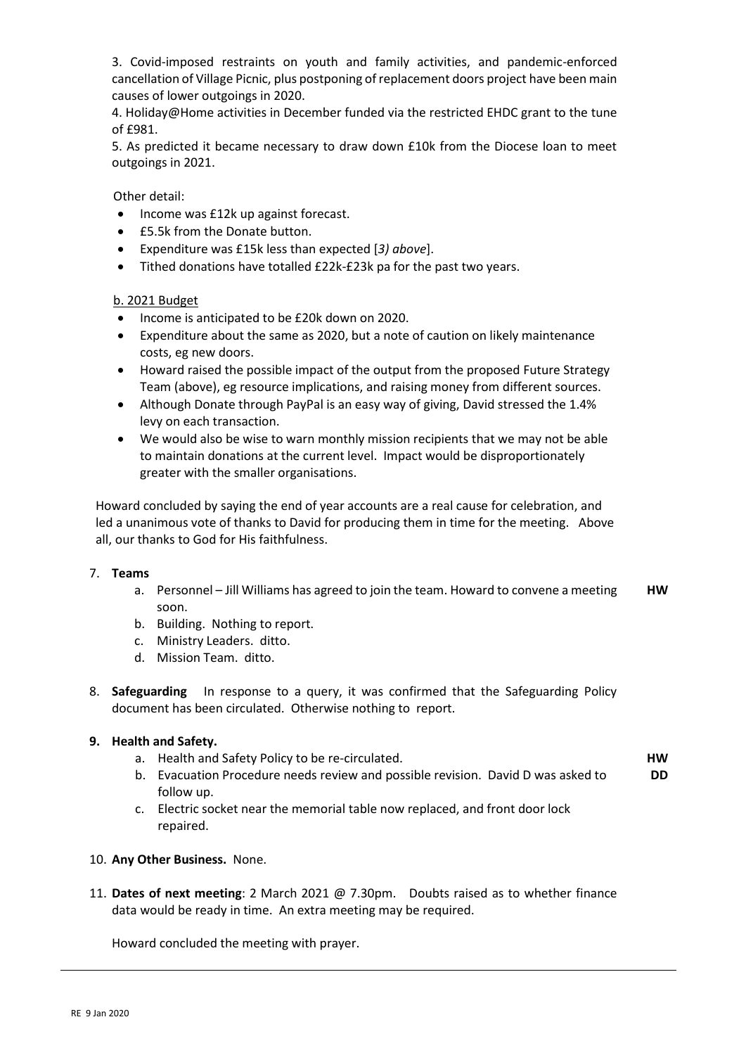3. Covid-imposed restraints on youth and family activities, and pandemic-enforced cancellation of Village Picnic, plus postponing of replacement doors project have been main causes of lower outgoings in 2020.

4. Holiday@Home activities in December funded via the restricted EHDC grant to the tune of £981.

5. As predicted it became necessary to draw down £10k from the Diocese loan to meet outgoings in 2021.

Other detail:

- Income was £12k up against forecast.
- £5.5k from the Donate button.
- Expenditure was £15k less than expected [*3) above*].
- Tithed donations have totalled £22k-£23k pa for the past two years.

b. 2021 Budget

- Income is anticipated to be £20k down on 2020.
- Expenditure about the same as 2020, but a note of caution on likely maintenance costs, eg new doors.
- Howard raised the possible impact of the output from the proposed Future Strategy Team (above), eg resource implications, and raising money from different sources.
- Although Donate through PayPal is an easy way of giving, David stressed the 1.4% levy on each transaction.
- We would also be wise to warn monthly mission recipients that we may not be able to maintain donations at the current level. Impact would be disproportionately greater with the smaller organisations.

Howard concluded by saying the end of year accounts are a real cause for celebration, and led a unanimous vote of thanks to David for producing them in time for the meeting. Above all, our thanks to God for His faithfulness.

7. **Teams**
   a. Personnel – Jill Williams has agreed to join the team. Howard to convene a meeting soon. **HW**
   b. Building. Nothing to report.
   c. Ministry Leaders. ditto.
   d. Mission Team. ditto.

8. **Safeguarding** In response to a query, it was confirmed that the Safeguarding Policy document has been circulated. Otherwise nothing to report.

9. **Health and Safety.**
   a. Health and Safety Policy to be re-circulated. **HW**
   b. Evacuation Procedure needs review and possible revision. David D was asked to follow up. **DD**
   c. Electric socket near the memorial table now replaced, and front door lock repaired.

10. **Any Other Business.** None.

11. **Dates of next meeting**: 2 March 2021 @ 7.30pm. Doubts raised as to whether finance data would be ready in time. An extra meeting may be required.

Howard concluded the meeting with prayer.

RE 9 Jan 2020